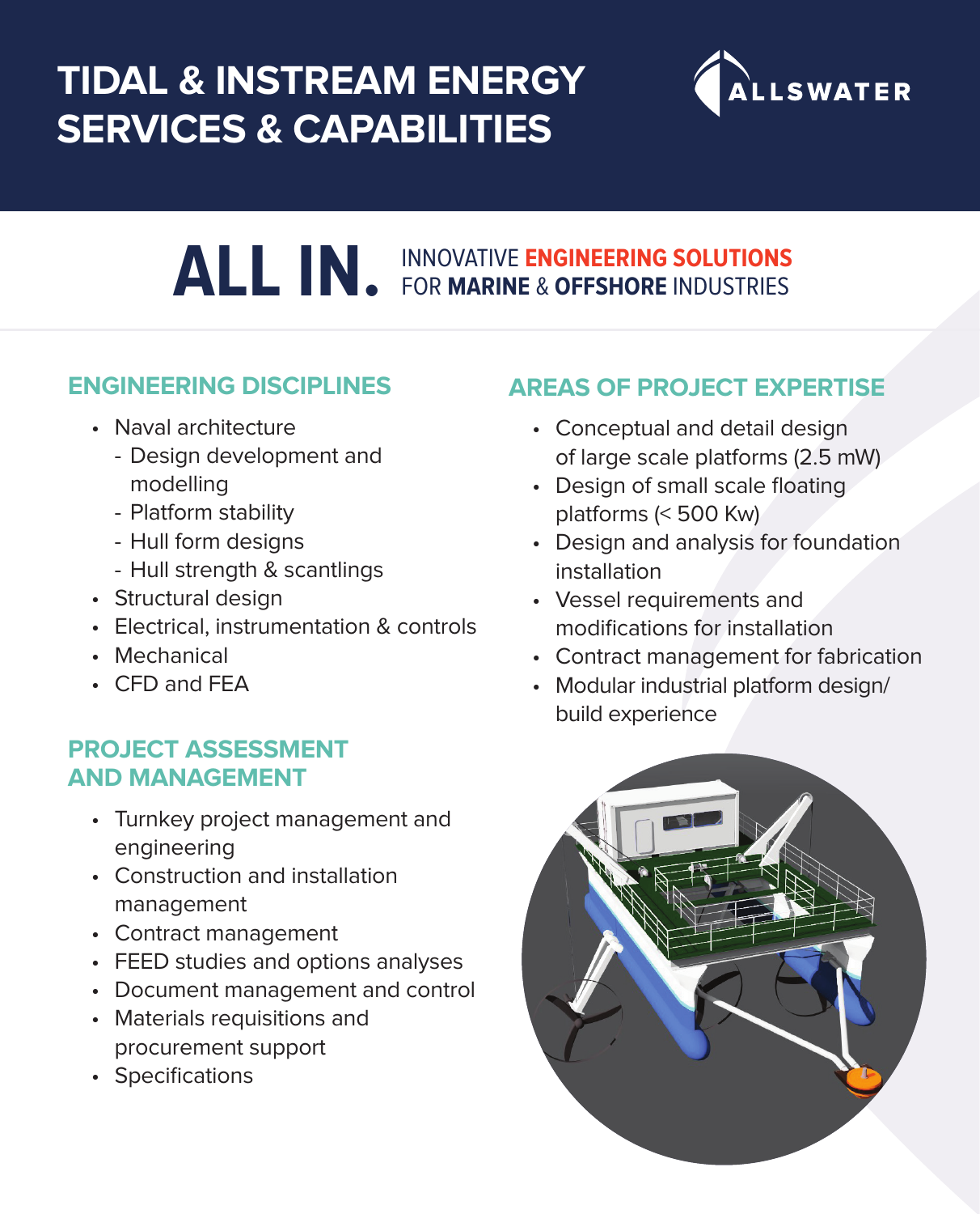# TIDAL & INSTREAM ENERGY SERVICES & CAPABILITIES

ALLSWATER

**ALL IN.** INNOVATIVE **ENGINEERING SOLUTIONS** FOR **MARINE** & **OFFSHORE** INDUSTRIES

## ENGINEERING DISCIPLINES

- Naval architecture
  - Design development and modelling
  - Platform stability
  - Hull form designs
  - Hull strength & scantlings
- Structural design
- Electrical, instrumentation & controls
- Mechanical
- CFD and FEA

## PROJECT ASSESSMENT AND MANAGEMENT

- Turnkey project management and engineering
- Construction and installation management
- Contract management
- FEED studies and options analyses
- Document management and control
- Materials requisitions and procurement support
- Specifications

## AREAS OF PROJECT EXPERTISE

- Conceptual and detail design of large scale platforms (2.5 mW)
- Design of small scale floating platforms (< 500 Kw)
- Design and analysis for foundation installation
- Vessel requirements and modifications for installation
- Contract management for fabrication
- Modular industrial platform design/ build experience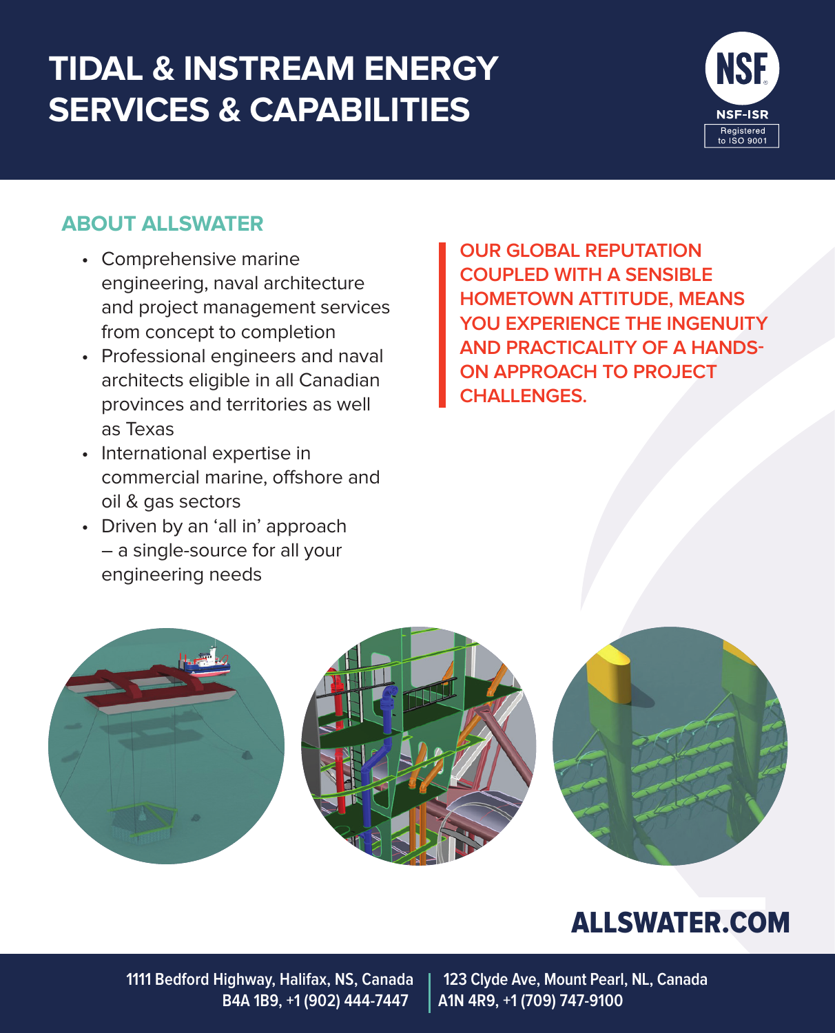# TIDAL & INSTREAM ENERGY SERVICES & CAPABILITIES

NSF-ISR Registered to ISO 9001

## ABOUT ALLSWATER

- Comprehensive marine engineering, naval architecture and project management services from concept to completion
- Professional engineers and naval architects eligible in all Canadian provinces and territories as well as Texas
- International expertise in commercial marine, offshore and oil & gas sectors
- Driven by an 'all in' approach – a single-source for all your engineering needs

**OUR GLOBAL REPUTATION COUPLED WITH A SENSIBLE HOMETOWN ATTITUDE, MEANS YOU EXPERIENCE THE INGENUITY AND PRACTICALITY OF A HANDS-ON APPROACH TO PROJECT CHALLENGES.**

**ALLSWATER.COM**

1111 Bedford Highway, Halifax, NS, Canada B4A 1B9, +1 (902) 444-7447

123 Clyde Ave, Mount Pearl, NL, Canada A1N 4R9, +1 (709) 747-9100